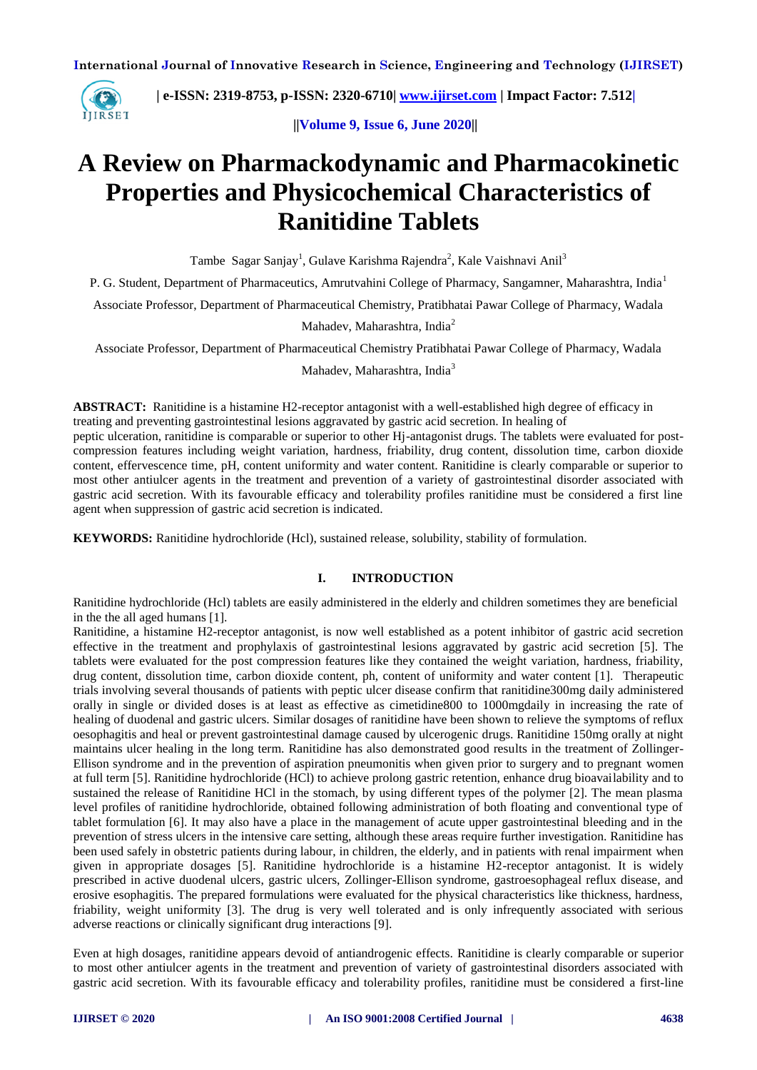# A Review on Pharmackodynamic and Pharmacokinetic Properties and Physicochemical Characteristics of Ranitidine Tablets

Tambe Sagar Sanjay[1], Gulave Karishma Rajendra[2], Kale Vaishnavi Anil[3]

P. G. Student, Department of Pharmaceutics, Amrutvahini College of Pharmacy, Sangamner, Maharashtra, India[1]

Associate Professor, Department of Pharmaceutical Chemistry, Pratibhatai Pawar College of Pharmacy, Wadala Mahadev, Maharashtra, India[2]

Associate Professor, Department of Pharmaceutical Chemistry Pratibhatai Pawar College of Pharmacy, Wadala Mahadev, Maharashtra, India[3]

**ABSTRACT:** Ranitidine is a histamine H2-receptor antagonist with a well-established high degree of efficacy in treating and preventing gastrointestinal lesions aggravated by gastric acid secretion. In healing of peptic ulceration, ranitidine is comparable or superior to other Hj-antagonist drugs. The tablets were evaluated for post-compression features including weight variation, hardness, friability, drug content, dissolution time, carbon dioxide content, effervescence time, pH, content uniformity and water content. Ranitidine is clearly comparable or superior to most other antiulcer agents in the treatment and prevention of a variety of gastrointestinal disorder associated with gastric acid secretion. With its favourable efficacy and tolerability profiles ranitidine must be considered a first line agent when suppression of gastric acid secretion is indicated.

**KEYWORDS:** Ranitidine hydrochloride (Hcl), sustained release, solubility, stability of formulation.

## I. INTRODUCTION

Ranitidine hydrochloride (Hcl) tablets are easily administered in the elderly and children sometimes they are beneficial in the the all aged humans [1].

Ranitidine, a histamine H2-receptor antagonist, is now well established as a potent inhibitor of gastric acid secretion effective in the treatment and prophylaxis of gastrointestinal lesions aggravated by gastric acid secretion [5]. The tablets were evaluated for the post compression features like they contained the weight variation, hardness, friability, drug content, dissolution time, carbon dioxide content, ph, content of uniformity and water content [1]. Therapeutic trials involving several thousands of patients with peptic ulcer disease confirm that ranitidine300mg daily administered orally in single or divided doses is at least as effective as cimetidine800 to 1000mgdaily in increasing the rate of healing of duodenal and gastric ulcers. Similar dosages of ranitidine have been shown to relieve the symptoms of reflux oesophagitis and heal or prevent gastrointestinal damage caused by ulcerogenic drugs. Ranitidine 150mg orally at night maintains ulcer healing in the long term. Ranitidine has also demonstrated good results in the treatment of Zollinger-Ellison syndrome and in the prevention of aspiration pneumonitis when given prior to surgery and to pregnant women at full term [5]. Ranitidine hydrochloride (HCl) to achieve prolong gastric retention, enhance drug bioavailability and to sustained the release of Ranitidine HCl in the stomach, by using different types of the polymer [2]. The mean plasma level profiles of ranitidine hydrochloride, obtained following administration of both floating and conventional type of tablet formulation [6]. It may also have a place in the management of acute upper gastrointestinal bleeding and in the prevention of stress ulcers in the intensive care setting, although these areas require further investigation. Ranitidine has been used safely in obstetric patients during labour, in children, the elderly, and in patients with renal impairment when given in appropriate dosages [5]. Ranitidine hydrochloride is a histamine H2-receptor antagonist. It is widely prescribed in active duodenal ulcers, gastric ulcers, Zollinger-Ellison syndrome, gastroesophageal reflux disease, and erosive esophagitis. The prepared formulations were evaluated for the physical characteristics like thickness, hardness, friability, weight uniformity [3]. The drug is very well tolerated and is only infrequently associated with serious adverse reactions or clinically significant drug interactions [9].

Even at high dosages, ranitidine appears devoid of antiandrogenic effects. Ranitidine is clearly comparable or superior to most other antiulcer agents in the treatment and prevention of variety of gastrointestinal disorders associated with gastric acid secretion. With its favourable efficacy and tolerability profiles, ranitidine must be considered a first-line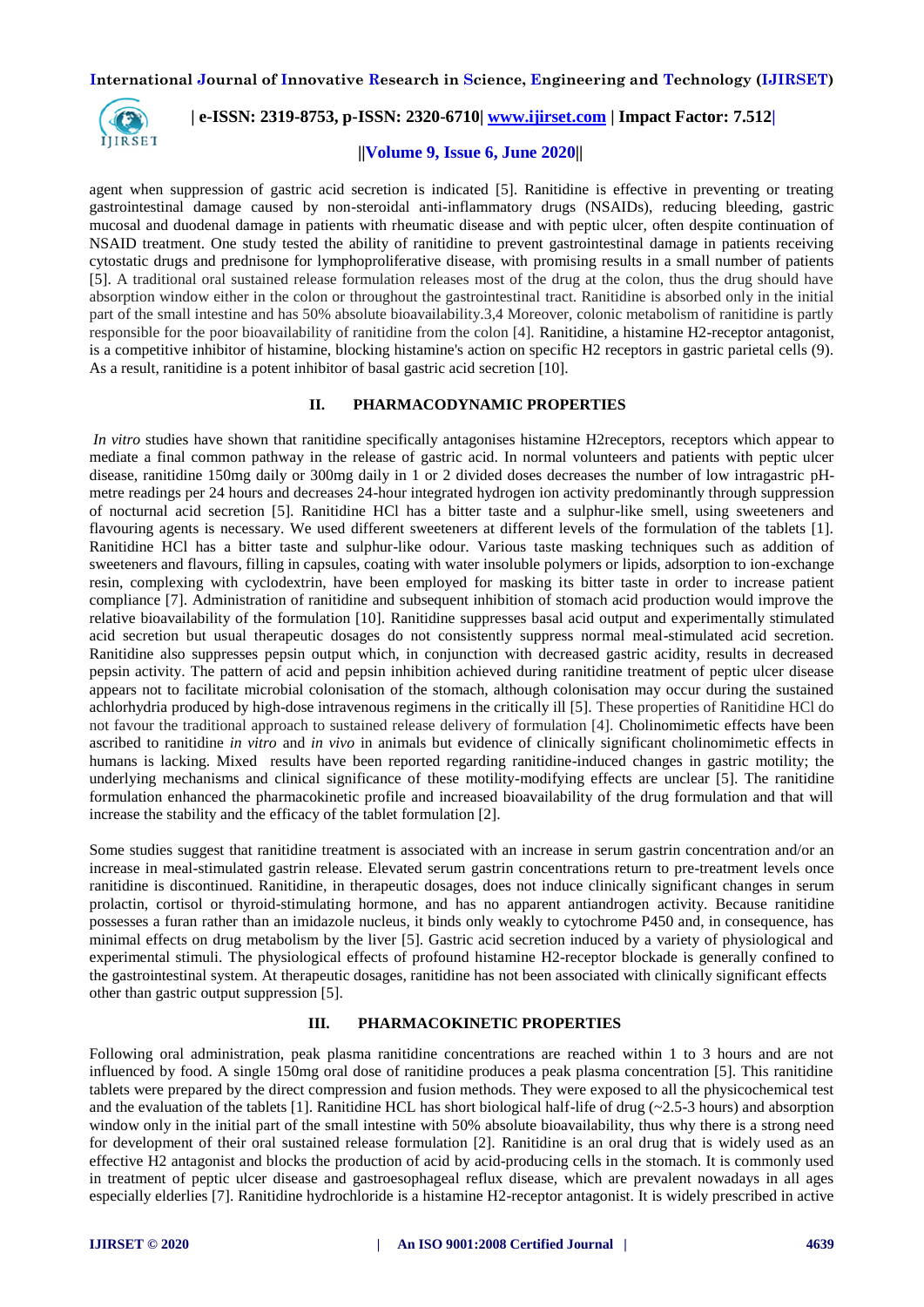agent when suppression of gastric acid secretion is indicated [5]. Ranitidine is effective in preventing or treating gastrointestinal damage caused by non-steroidal anti-inflammatory drugs (NSAIDs), reducing bleeding, gastric mucosal and duodenal damage in patients with rheumatic disease and with peptic ulcer, often despite continuation of NSAID treatment. One study tested the ability of ranitidine to prevent gastrointestinal damage in patients receiving cytostatic drugs and prednisone for lymphoproliferative disease, with promising results in a small number of patients [5]. A traditional oral sustained release formulation releases most of the drug at the colon, thus the drug should have absorption window either in the colon or throughout the gastrointestinal tract. Ranitidine is absorbed only in the initial part of the small intestine and has 50% absolute bioavailability.3,4 Moreover, colonic metabolism of ranitidine is partly responsible for the poor bioavailability of ranitidine from the colon [4]. Ranitidine, a histamine H2-receptor antagonist, is a competitive inhibitor of histamine, blocking histamine's action on specific H2 receptors in gastric parietal cells (9). As a result, ranitidine is a potent inhibitor of basal gastric acid secretion [10].

## II. PHARMACODYNAMIC PROPERTIES

*In vitro* studies have shown that ranitidine specifically antagonises histamine H2receptors, receptors which appear to mediate a final common pathway in the release of gastric acid. In normal volunteers and patients with peptic ulcer disease, ranitidine 150mg daily or 300mg daily in 1 or 2 divided doses decreases the number of low intragastric pH-metre readings per 24 hours and decreases 24-hour integrated hydrogen ion activity predominantly through suppression of nocturnal acid secretion [5]. Ranitidine HCl has a bitter taste and a sulphur-like smell, using sweeteners and flavouring agents is necessary. We used different sweeteners at different levels of the formulation of the tablets [1]. Ranitidine HCl has a bitter taste and sulphur-like odour. Various taste masking techniques such as addition of sweeteners and flavours, filling in capsules, coating with water insoluble polymers or lipids, adsorption to ion-exchange resin, complexing with cyclodextrin, have been employed for masking its bitter taste in order to increase patient compliance [7]. Administration of ranitidine and subsequent inhibition of stomach acid production would improve the relative bioavailability of the formulation [10]. Ranitidine suppresses basal acid output and experimentally stimulated acid secretion but usual therapeutic dosages do not consistently suppress normal meal-stimulated acid secretion. Ranitidine also suppresses pepsin output which, in conjunction with decreased gastric acidity, results in decreased pepsin activity. The pattern of acid and pepsin inhibition achieved during ranitidine treatment of peptic ulcer disease appears not to facilitate microbial colonisation of the stomach, although colonisation may occur during the sustained achlorhydria produced by high-dose intravenous regimens in the critically ill [5]. These properties of Ranitidine HCl do not favour the traditional approach to sustained release delivery of formulation [4]. Cholinomimetic effects have been ascribed to ranitidine *in vitro* and *in vivo* in animals but evidence of clinically significant cholinomimetic effects in humans is lacking. Mixed results have been reported regarding ranitidine-induced changes in gastric motility; the underlying mechanisms and clinical significance of these motility-modifying effects are unclear [5]. The ranitidine formulation enhanced the pharmacokinetic profile and increased bioavailability of the drug formulation and that will increase the stability and the efficacy of the tablet formulation [2].

Some studies suggest that ranitidine treatment is associated with an increase in serum gastrin concentration and/or an increase in meal-stimulated gastrin release. Elevated serum gastrin concentrations return to pre-treatment levels once ranitidine is discontinued. Ranitidine, in therapeutic dosages, does not induce clinically significant changes in serum prolactin, cortisol or thyroid-stimulating hormone, and has no apparent antiandrogen activity. Because ranitidine possesses a furan rather than an imidazole nucleus, it binds only weakly to cytochrome P450 and, in consequence, has minimal effects on drug metabolism by the liver [5]. Gastric acid secretion induced by a variety of physiological and experimental stimuli. The physiological effects of profound histamine H2-receptor blockade is generally confined to the gastrointestinal system. At therapeutic dosages, ranitidine has not been associated with clinically significant effects other than gastric output suppression [5].

## III. PHARMACOKINETIC PROPERTIES

Following oral administration, peak plasma ranitidine concentrations are reached within 1 to 3 hours and are not influenced by food. A single 150mg oral dose of ranitidine produces a peak plasma concentration [5]. This ranitidine tablets were prepared by the direct compression and fusion methods. They were exposed to all the physicochemical test and the evaluation of the tablets [1]. Ranitidine HCL has short biological half-life of drug (~2.5-3 hours) and absorption window only in the initial part of the small intestine with 50% absolute bioavailability, thus why there is a strong need for development of their oral sustained release formulation [2]. Ranitidine is an oral drug that is widely used as an effective H2 antagonist and blocks the production of acid by acid-producing cells in the stomach. It is commonly used in treatment of peptic ulcer disease and gastroesophageal reflux disease, which are prevalent nowadays in all ages especially elderlies [7]. Ranitidine hydrochloride is a histamine H2-receptor antagonist. It is widely prescribed in active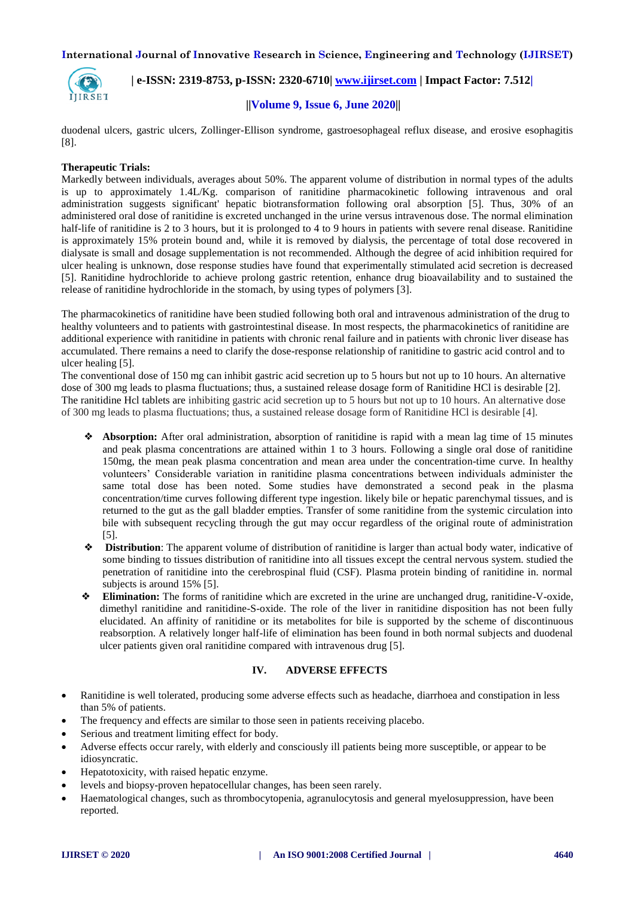duodenal ulcers, gastric ulcers, Zollinger-Ellison syndrome, gastroesophageal reflux disease, and erosive esophagitis [8].

**Therapeutic Trials:**

Markedly between individuals, averages about 50%. The apparent volume of distribution in normal types of the adults is up to approximately 1.4L/Kg. comparison of ranitidine pharmacokinetic following intravenous and oral administration suggests significant' hepatic biotransformation following oral absorption [5]. Thus, 30% of an administered oral dose of ranitidine is excreted unchanged in the urine versus intravenous dose. The normal elimination half-life of ranitidine is 2 to 3 hours, but it is prolonged to 4 to 9 hours in patients with severe renal disease. Ranitidine is approximately 15% protein bound and, while it is removed by dialysis, the percentage of total dose recovered in dialysate is small and dosage supplementation is not recommended. Although the degree of acid inhibition required for ulcer healing is unknown, dose response studies have found that experimentally stimulated acid secretion is decreased [5]. Ranitidine hydrochloride to achieve prolong gastric retention, enhance drug bioavailability and to sustained the release of ranitidine hydrochloride in the stomach, by using types of polymers [3].

The pharmacokinetics of ranitidine have been studied following both oral and intravenous administration of the drug to healthy volunteers and to patients with gastrointestinal disease. In most respects, the pharmacokinetics of ranitidine are additional experience with ranitidine in patients with chronic renal failure and in patients with chronic liver disease has accumulated. There remains a need to clarify the dose-response relationship of ranitidine to gastric acid control and to ulcer healing [5].

The conventional dose of 150 mg can inhibit gastric acid secretion up to 5 hours but not up to 10 hours. An alternative dose of 300 mg leads to plasma fluctuations; thus, a sustained release dosage form of Ranitidine HCl is desirable [2]. The ranitidine Hcl tablets are inhibiting gastric acid secretion up to 5 hours but not up to 10 hours. An alternative dose of 300 mg leads to plasma fluctuations; thus, a sustained release dosage form of Ranitidine HCl is desirable [4].

- **Absorption:** After oral administration, absorption of ranitidine is rapid with a mean lag time of 15 minutes and peak plasma concentrations are attained within 1 to 3 hours. Following a single oral dose of ranitidine 150mg, the mean peak plasma concentration and mean area under the concentration-time curve. In healthy volunteers' Considerable variation in ranitidine plasma concentrations between individuals administer the same total dose has been noted. Some studies have demonstrated a second peak in the plasma concentration/time curves following different type ingestion. likely bile or hepatic parenchymal tissues, and is returned to the gut as the gall bladder empties. Transfer of some ranitidine from the systemic circulation into bile with subsequent recycling through the gut may occur regardless of the original route of administration [5].
- **Distribution**: The apparent volume of distribution of ranitidine is larger than actual body water, indicative of some binding to tissues distribution of ranitidine into all tissues except the central nervous system. studied the penetration of ranitidine into the cerebrospinal fluid (CSF). Plasma protein binding of ranitidine in. normal subjects is around 15% [5].
- **Elimination:** The forms of ranitidine which are excreted in the urine are unchanged drug, ranitidine-V-oxide, dimethyl ranitidine and ranitidine-S-oxide. The role of the liver in ranitidine disposition has not been fully elucidated. An affinity of ranitidine or its metabolites for bile is supported by the scheme of discontinuous reabsorption. A relatively longer half-life of elimination has been found in both normal subjects and duodenal ulcer patients given oral ranitidine compared with intravenous drug [5].

## IV. ADVERSE EFFECTS

- Ranitidine is well tolerated, producing some adverse effects such as headache, diarrhoea and constipation in less than 5% of patients.
- The frequency and effects are similar to those seen in patients receiving placebo.
- Serious and treatment limiting effect for body.
- Adverse effects occur rarely, with elderly and consciously ill patients being more susceptible, or appear to be idiosyncratic.
- Hepatotoxicity, with raised hepatic enzyme.
- levels and biopsy-proven hepatocellular changes, has been seen rarely.
- Haematological changes, such as thrombocytopenia, agranulocytosis and general myelosuppression, have been reported.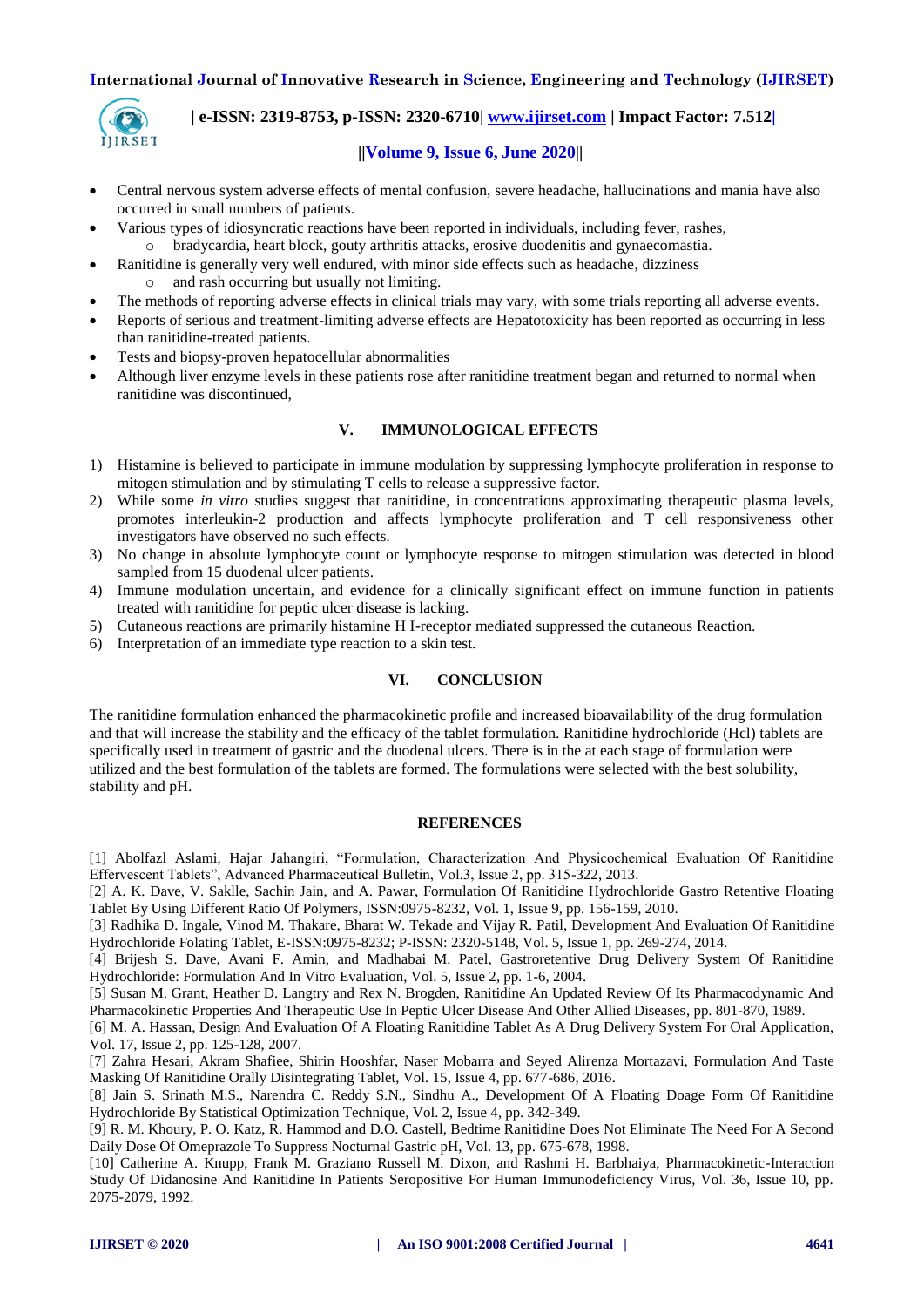- Central nervous system adverse effects of mental confusion, severe headache, hallucinations and mania have also occurred in small numbers of patients.
- Various types of idiosyncratic reactions have been reported in individuals, including fever, rashes,
    - bradycardia, heart block, gouty arthritis attacks, erosive duodenitis and gynaecomastia.
- Ranitidine is generally very well endured, with minor side effects such as headache, dizziness
    - and rash occurring but usually not limiting.
- The methods of reporting adverse effects in clinical trials may vary, with some trials reporting all adverse events.
- Reports of serious and treatment-limiting adverse effects are Hepatotoxicity has been reported as occurring in less than ranitidine-treated patients.
- Tests and biopsy-proven hepatocellular abnormalities
- Although liver enzyme levels in these patients rose after ranitidine treatment began and returned to normal when ranitidine was discontinued,

## V. IMMUNOLOGICAL EFFECTS

1) Histamine is believed to participate in immune modulation by suppressing lymphocyte proliferation in response to mitogen stimulation and by stimulating T cells to release a suppressive factor.
2) While some *in vitro* studies suggest that ranitidine, in concentrations approximating therapeutic plasma levels, promotes interleukin-2 production and affects lymphocyte proliferation and T cell responsiveness other investigators have observed no such effects.
3) No change in absolute lymphocyte count or lymphocyte response to mitogen stimulation was detected in blood sampled from 15 duodenal ulcer patients.
4) Immune modulation uncertain, and evidence for a clinically significant effect on immune function in patients treated with ranitidine for peptic ulcer disease is lacking.
5) Cutaneous reactions are primarily histamine H I-receptor mediated suppressed the cutaneous Reaction.
6) Interpretation of an immediate type reaction to a skin test.

## VI. CONCLUSION

The ranitidine formulation enhanced the pharmacokinetic profile and increased bioavailability of the drug formulation and that will increase the stability and the efficacy of the tablet formulation. Ranitidine hydrochloride (Hcl) tablets are specifically used in treatment of gastric and the duodenal ulcers. There is in the at each stage of formulation were utilized and the best formulation of the tablets are formed. The formulations were selected with the best solubility, stability and pH.

## REFERENCES

[1] Abolfazl Aslami, Hajar Jahangiri, "Formulation, Characterization And Physicochemical Evaluation Of Ranitidine Effervescent Tablets", Advanced Pharmaceutical Bulletin, Vol.3, Issue 2, pp. 315-322, 2013.

[2] A. K. Dave, V. Saklle, Sachin Jain, and A. Pawar, Formulation Of Ranitidine Hydrochloride Gastro Retentive Floating Tablet By Using Different Ratio Of Polymers, ISSN:0975-8232, Vol. 1, Issue 9, pp. 156-159, 2010.

[3] Radhika D. Ingale, Vinod M. Thakare, Bharat W. Tekade and Vijay R. Patil, Development And Evaluation Of Ranitidine Hydrochloride Folating Tablet, E-ISSN:0975-8232; P-ISSN: 2320-5148, Vol. 5, Issue 1, pp. 269-274, 2014.

[4] Brijesh S. Dave, Avani F. Amin, and Madhabai M. Patel, Gastroretentive Drug Delivery System Of Ranitidine Hydrochloride: Formulation And In Vitro Evaluation, Vol. 5, Issue 2, pp. 1-6, 2004.

[5] Susan M. Grant, Heather D. Langtry and Rex N. Brogden, Ranitidine An Updated Review Of Its Pharmacodynamic And Pharmacokinetic Properties And Therapeutic Use In Peptic Ulcer Disease And Other Allied Diseases, pp. 801-870, 1989.

[6] M. A. Hassan, Design And Evaluation Of A Floating Ranitidine Tablet As A Drug Delivery System For Oral Application, Vol. 17, Issue 2, pp. 125-128, 2007.

[7] Zahra Hesari, Akram Shafiee, Shirin Hooshfar, Naser Mobarra and Seyed Alirenza Mortazavi, Formulation And Taste Masking Of Ranitidine Orally Disintegrating Tablet, Vol. 15, Issue 4, pp. 677-686, 2016.

[8] Jain S. Srinath M.S., Narendra C. Reddy S.N., Sindhu A., Development Of A Floating Doage Form Of Ranitidine Hydrochloride By Statistical Optimization Technique, Vol. 2, Issue 4, pp. 342-349.

[9] R. M. Khoury, P. O. Katz, R. Hammod and D.O. Castell, Bedtime Ranitidine Does Not Eliminate The Need For A Second Daily Dose Of Omeprazole To Suppress Nocturnal Gastric pH, Vol. 13, pp. 675-678, 1998.

[10] Catherine A. Knupp, Frank M. Graziano Russell M. Dixon, and Rashmi H. Barbhaiya, Pharmacokinetic-Interaction Study Of Didanosine And Ranitidine In Patients Seropositive For Human Immunodeficiency Virus, Vol. 36, Issue 10, pp. 2075-2079, 1992.